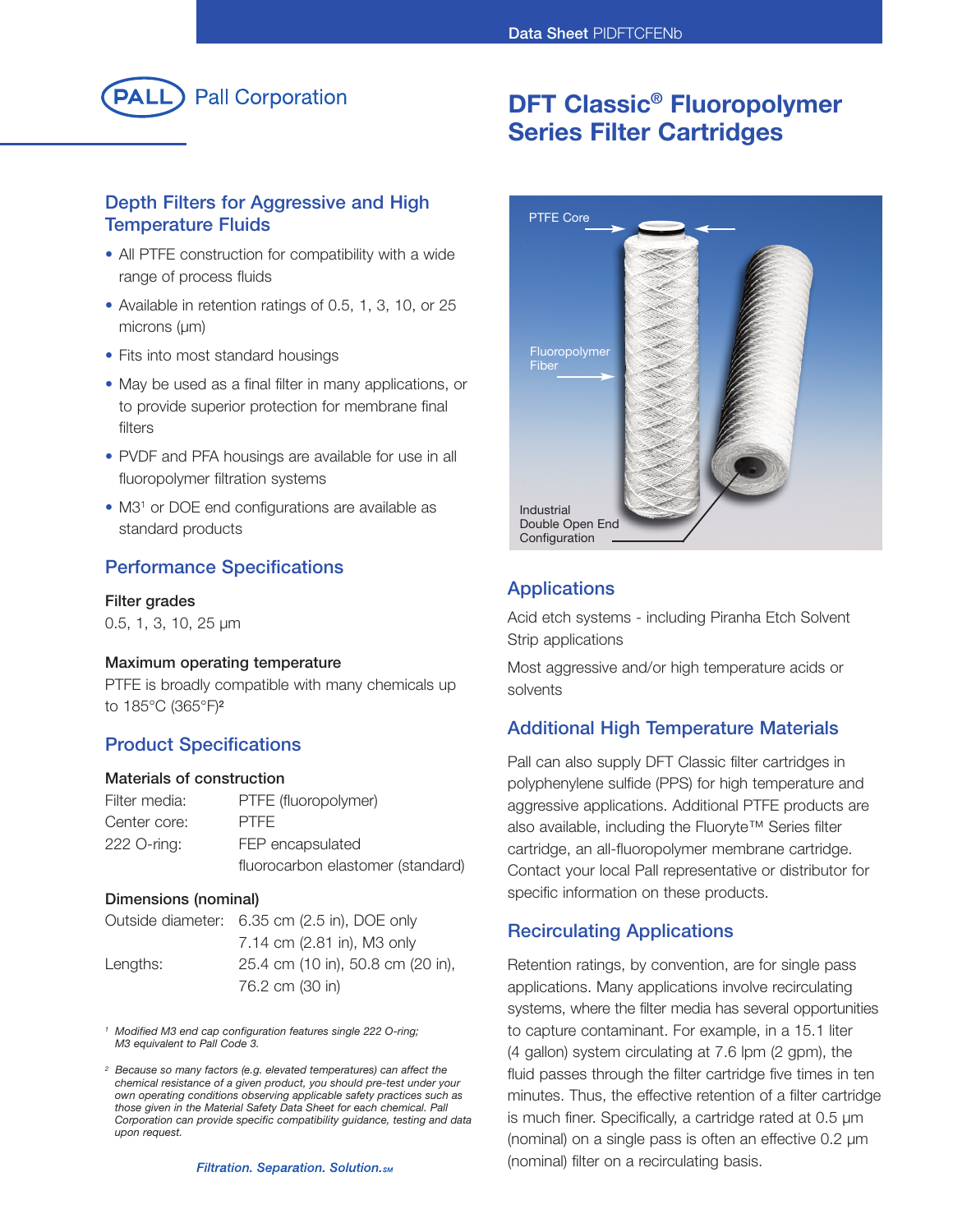# DFT Classic® Fluoropolymer Series Filter Cartridges

Pall Corporation

## Depth Filters for Aggressive and High Temperature Fluids

- All PTFE construction for compatibility with a wide range of process fluids
- Available in retention ratings of 0.5, 1, 3, 10, or 25 microns (µm)
- Fits into most standard housings
- May be used as a final filter in many applications, or to provide superior protection for membrane final filters
- PVDF and PFA housings are available for use in all fluoropolymer filtration systems
- M3[1] or DOE end configurations are available as standard products

## Performance Specifications

**Filter grades**

0.5, 1, 3, 10, 25 µm

**Maximum operating temperature**

PTFE is broadly compatible with many chemicals up to 185°C (365°F)[2]

## Product Specifications

**Materials of construction**

| | |
|---|---|
| Filter media: | PTFE (fluoropolymer) |
| Center core: | PTFE |
| 222 O-ring: | FEP encapsulated fluorocarbon elastomer (standard) |

**Dimensions (nominal)**

| | |
|---|---|
| Outside diameter: | 6.35 cm (2.5 in), DOE only<br>7.14 cm (2.81 in), M3 only |
| Lengths: | 25.4 cm (10 in), 50.8 cm (20 in), 76.2 cm (30 in) |

*[1] Modified M3 end cap configuration features single 222 O-ring; M3 equivalent to Pall Code 3.*

*[2] Because so many factors (e.g. elevated temperatures) can affect the chemical resistance of a given product, you should pre-test under your own operating conditions observing applicable safety practices such as those given in the Material Safety Data Sheet for each chemical. Pall Corporation can provide specific compatibility guidance, testing and data upon request.*

PTFE Core

Fluoropolymer Fiber

Industrial Double Open End Configuration

## Applications

Acid etch systems - including Piranha Etch Solvent Strip applications

Most aggressive and/or high temperature acids or solvents

## Additional High Temperature Materials

Pall can also supply DFT Classic filter cartridges in polyphenylene sulfide (PPS) for high temperature and aggressive applications. Additional PTFE products are also available, including the Fluoryte™ Series filter cartridge, an all-fluoropolymer membrane cartridge. Contact your local Pall representative or distributor for specific information on these products.

## Recirculating Applications

Retention ratings, by convention, are for single pass applications. Many applications involve recirculating systems, where the filter media has several opportunities to capture contaminant. For example, in a 15.1 liter (4 gallon) system circulating at 7.6 lpm (2 gpm), the fluid passes through the filter cartridge five times in ten minutes. Thus, the effective retention of a filter cartridge is much finer. Specifically, a cartridge rated at 0.5 µm (nominal) on a single pass is often an effective 0.2 µm (nominal) filter on a recirculating basis.

*Filtration. Separation. Solution.SM*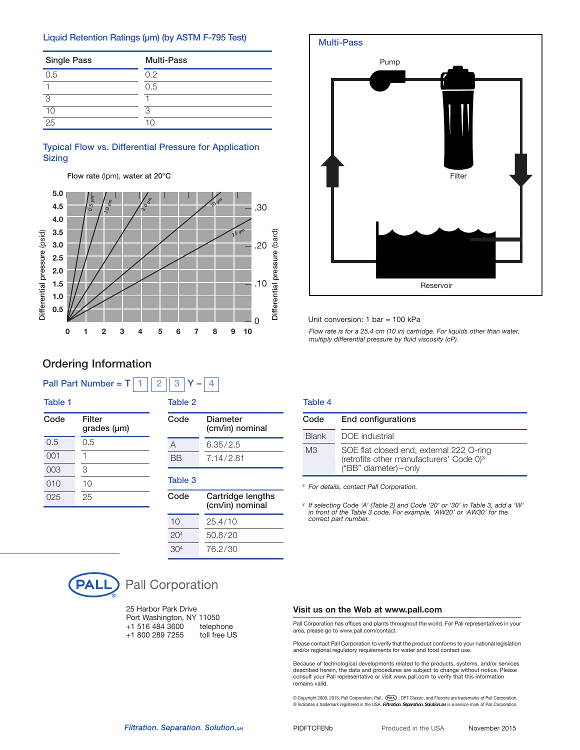### Liquid Retention Ratings (µm) (by ASTM F-795 Test)

| Single Pass | Multi-Pass |
|---|---|
| 0.5 | 0.2 |
| 1 | 0.5 |
| 3 | 1 |
| 10 | 3 |
| 25 | 10 |

### Typical Flow vs. Differential Pressure for Application Sizing

Flow rate (lpm), water at 20°C

Differential pressure (psid)

5.0
4.5
4.0
3.5
3.0
2.5
2.0
1.5
1.0
0.5

0 1 2 3 4 5 6 7 8 9 10

Differential pressure (bard)

.30
.20
.10
0

0.5 µm
1.0 µm
3.0 µm
10 µm
25 µm

### Multi-Pass

Pump

Filter

Reservoir

Unit conversion: 1 bar = 100 kPa

*Flow rate is for a 25.4 cm (10 in) cartridge. For liquids other than water, multiply differential pressure by fluid viscosity (cP).*

## Ordering Information

**Pall Part Number = T 1 2 3 Y – 4**

### Table 1

| Code | Filter grades (µm) |
|---|---|
| 0.5 | 0.5 |
| 001 | 1 |
| 003 | 3 |
| 010 | 10 |
| 025 | 25 |

### Table 2

| Code | Diameter (cm/in) nominal |
|---|---|
| A | 6.35/2.5 |
| BB | 7.14/2.81 |

### Table 3

| Code | Cartridge lengths (cm/in) nominal |
|---|---|
| 10 | 25.4/10 |
| 20[4] | 50.8/20 |
| 30[4] | 76.2/30 |

### Table 4

| Code | End configurations |
|---|---|
| Blank | DOE industrial |
| M3 | SOE flat closed end, external 222 O-ring (retrofits other manufacturers' Code 0)[3] ("BB" diameter) – only |

[3] *For details, contact Pall Corporation.*

[4] *If selecting Code 'A' (Table 2) and Code '20' or '30' in Table 3, add a 'W' in front of the Table 3 code. For example, 'AW20' or 'AW30' for the correct part number.*

**PALL** Pall Corporation

25 Harbor Park Drive
Port Washington, NY 11050
+1 516 484 3600 telephone
+1 800 289 7255 toll free US

**Visit us on the Web at www.pall.com**

Pall Corporation has offices and plants throughout the world. For Pall representatives in your area, please go to www.pall.com/contact.

Please contact Pall Corporation to verify that the product conforms to your national legislation and/or regional regulatory requirements for water and food contact use.

Because of technological developments related to the products, systems, and/or services described herein, the data and procedures are subject to change without notice. Please consult your Pall representative or visit www.pall.com to verify that this information remains valid.

© Copyright 2009, 2015, Pall Corporation. Pall, PALL, DFT Classic, and Fluoryte are trademarks of Pall Corporation. ® Indicates a trademark registered in the USA. *Filtration. Separation. Solution.SM* is a service mark of Pall Corporation.

*Filtration. Separation. Solution.SM*

PIDFTCFENb Produced in the USA November 2015